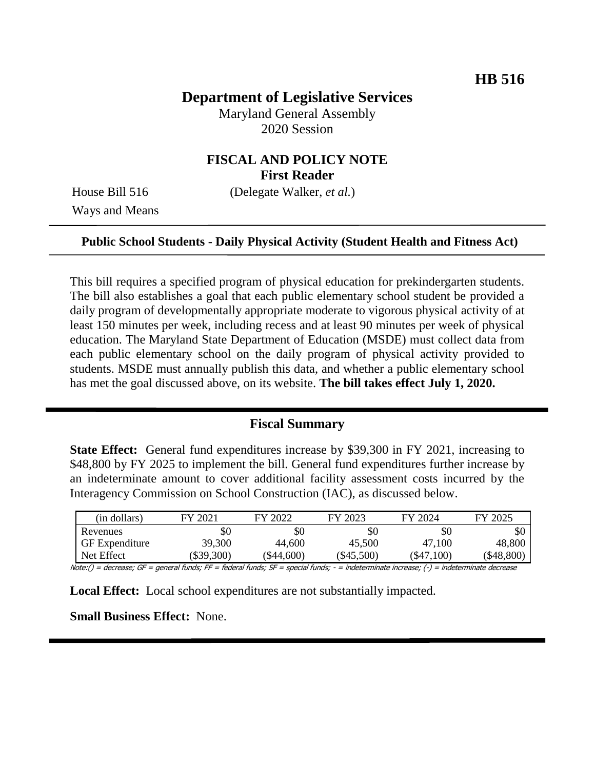**HB 516**

# Department of Legislative Services

Maryland General Assembly
2020 Session

## FISCAL AND POLICY NOTE
**First Reader**

House Bill 516 (Delegate Walker, *et al.*)
Ways and Means

---

**Public School Students - Daily Physical Activity (Student Health and Fitness Act)**

---

This bill requires a specified program of physical education for prekindergarten students. The bill also establishes a goal that each public elementary school student be provided a daily program of developmentally appropriate moderate to vigorous physical activity of at least 150 minutes per week, including recess and at least 90 minutes per week of physical education. The Maryland State Department of Education (MSDE) must collect data from each public elementary school on the daily program of physical activity provided to students. MSDE must annually publish this data, and whether a public elementary school has met the goal discussed above, on its website. **The bill takes effect July 1, 2020.**

---

## Fiscal Summary

**State Effect:** General fund expenditures increase by $39,300 in FY 2021, increasing to $48,800 by FY 2025 to implement the bill. General fund expenditures further increase by an indeterminate amount to cover additional facility assessment costs incurred by the Interagency Commission on School Construction (IAC), as discussed below.

| (in dollars) | FY 2021 | FY 2022 | FY 2023 | FY 2024 | FY 2025 |
|---|---|---|---|---|---|
| Revenues | $0 | $0 | $0 | $0 | $0 |
| GF Expenditure | 39,300 | 44,600 | 45,500 | 47,100 | 48,800 |
| Net Effect | ($39,300) | ($44,600) | ($45,500) | ($47,100) | ($48,800) |

Note:() = decrease; GF = general funds; FF = federal funds; SF = special funds; - = indeterminate increase; (-) = indeterminate decrease

**Local Effect:** Local school expenditures are not substantially impacted.

**Small Business Effect:** None.

---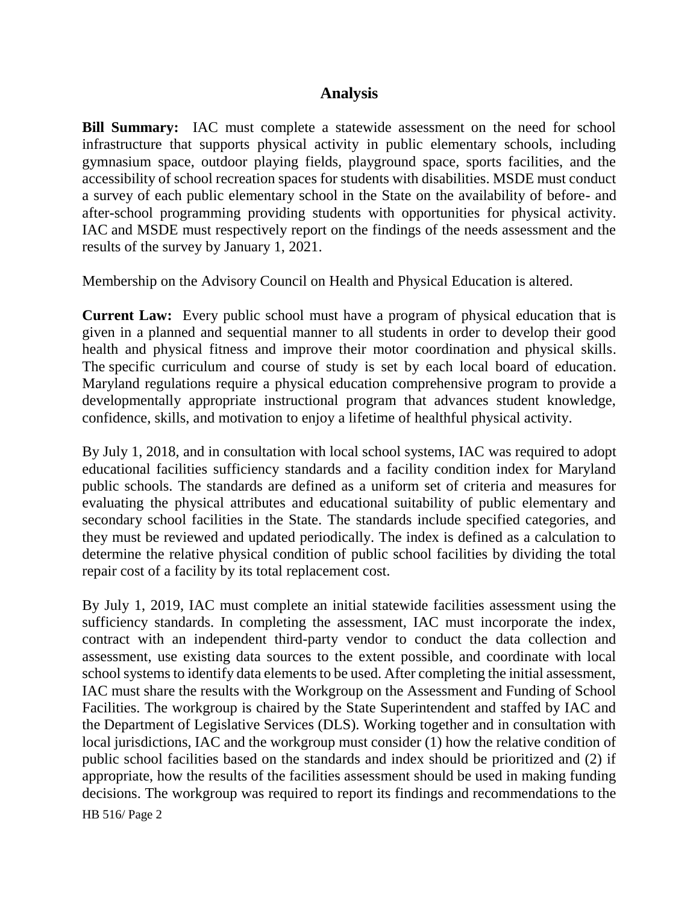## Analysis

**Bill Summary:** IAC must complete a statewide assessment on the need for school infrastructure that supports physical activity in public elementary schools, including gymnasium space, outdoor playing fields, playground space, sports facilities, and the accessibility of school recreation spaces for students with disabilities. MSDE must conduct a survey of each public elementary school in the State on the availability of before- and after-school programming providing students with opportunities for physical activity. IAC and MSDE must respectively report on the findings of the needs assessment and the results of the survey by January 1, 2021.

Membership on the Advisory Council on Health and Physical Education is altered.

**Current Law:** Every public school must have a program of physical education that is given in a planned and sequential manner to all students in order to develop their good health and physical fitness and improve their motor coordination and physical skills. The specific curriculum and course of study is set by each local board of education. Maryland regulations require a physical education comprehensive program to provide a developmentally appropriate instructional program that advances student knowledge, confidence, skills, and motivation to enjoy a lifetime of healthful physical activity.

By July 1, 2018, and in consultation with local school systems, IAC was required to adopt educational facilities sufficiency standards and a facility condition index for Maryland public schools. The standards are defined as a uniform set of criteria and measures for evaluating the physical attributes and educational suitability of public elementary and secondary school facilities in the State. The standards include specified categories, and they must be reviewed and updated periodically. The index is defined as a calculation to determine the relative physical condition of public school facilities by dividing the total repair cost of a facility by its total replacement cost.

By July 1, 2019, IAC must complete an initial statewide facilities assessment using the sufficiency standards. In completing the assessment, IAC must incorporate the index, contract with an independent third-party vendor to conduct the data collection and assessment, use existing data sources to the extent possible, and coordinate with local school systems to identify data elements to be used. After completing the initial assessment, IAC must share the results with the Workgroup on the Assessment and Funding of School Facilities. The workgroup is chaired by the State Superintendent and staffed by IAC and the Department of Legislative Services (DLS). Working together and in consultation with local jurisdictions, IAC and the workgroup must consider (1) how the relative condition of public school facilities based on the standards and index should be prioritized and (2) if appropriate, how the results of the facilities assessment should be used in making funding decisions. The workgroup was required to report its findings and recommendations to the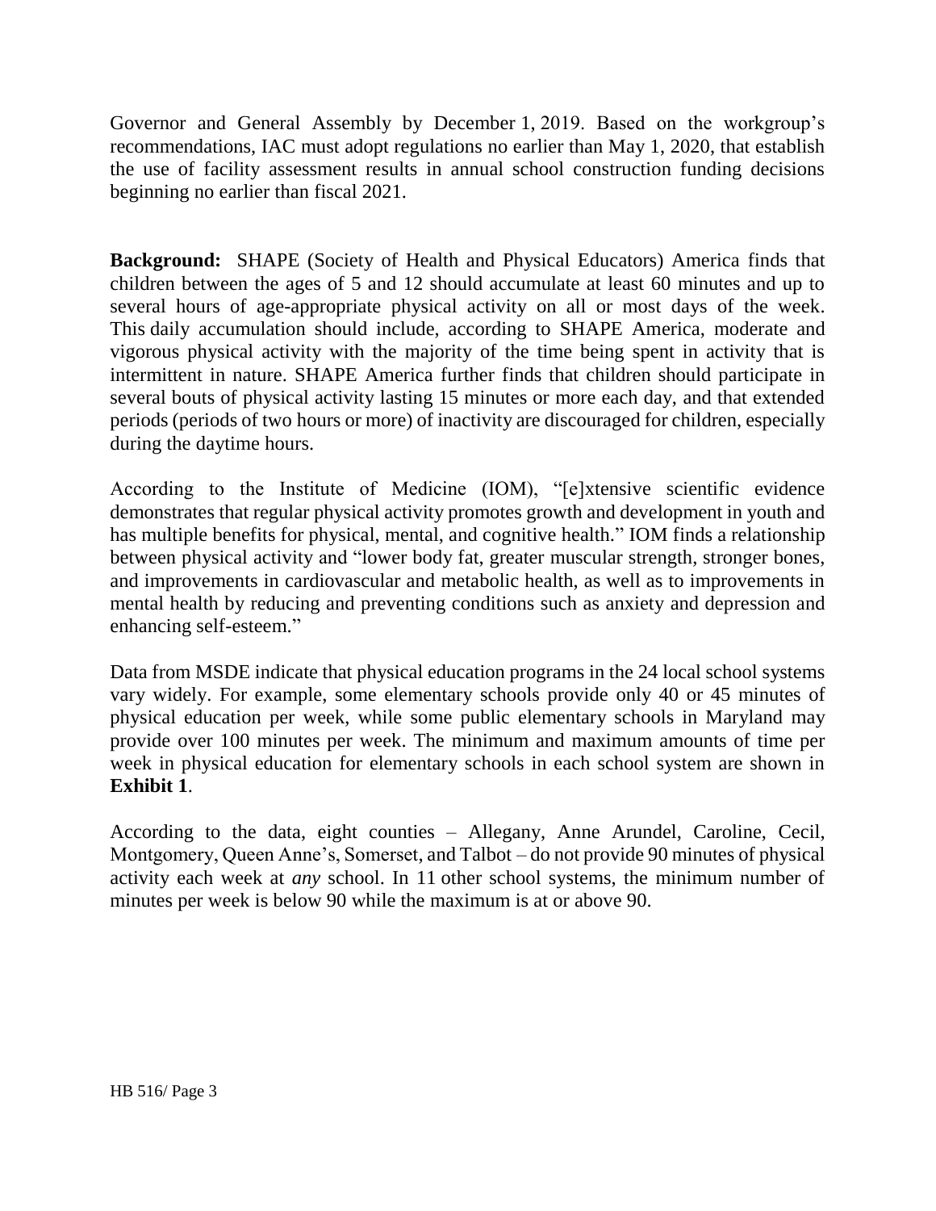Governor and General Assembly by December 1, 2019. Based on the workgroup's recommendations, IAC must adopt regulations no earlier than May 1, 2020, that establish the use of facility assessment results in annual school construction funding decisions beginning no earlier than fiscal 2021.

**Background:** SHAPE (Society of Health and Physical Educators) America finds that children between the ages of 5 and 12 should accumulate at least 60 minutes and up to several hours of age-appropriate physical activity on all or most days of the week. This daily accumulation should include, according to SHAPE America, moderate and vigorous physical activity with the majority of the time being spent in activity that is intermittent in nature. SHAPE America further finds that children should participate in several bouts of physical activity lasting 15 minutes or more each day, and that extended periods (periods of two hours or more) of inactivity are discouraged for children, especially during the daytime hours.

According to the Institute of Medicine (IOM), "[e]xtensive scientific evidence demonstrates that regular physical activity promotes growth and development in youth and has multiple benefits for physical, mental, and cognitive health." IOM finds a relationship between physical activity and "lower body fat, greater muscular strength, stronger bones, and improvements in cardiovascular and metabolic health, as well as to improvements in mental health by reducing and preventing conditions such as anxiety and depression and enhancing self-esteem."

Data from MSDE indicate that physical education programs in the 24 local school systems vary widely. For example, some elementary schools provide only 40 or 45 minutes of physical education per week, while some public elementary schools in Maryland may provide over 100 minutes per week. The minimum and maximum amounts of time per week in physical education for elementary schools in each school system are shown in **Exhibit 1**.

According to the data, eight counties – Allegany, Anne Arundel, Caroline, Cecil, Montgomery, Queen Anne's, Somerset, and Talbot – do not provide 90 minutes of physical activity each week at *any* school. In 11 other school systems, the minimum number of minutes per week is below 90 while the maximum is at or above 90.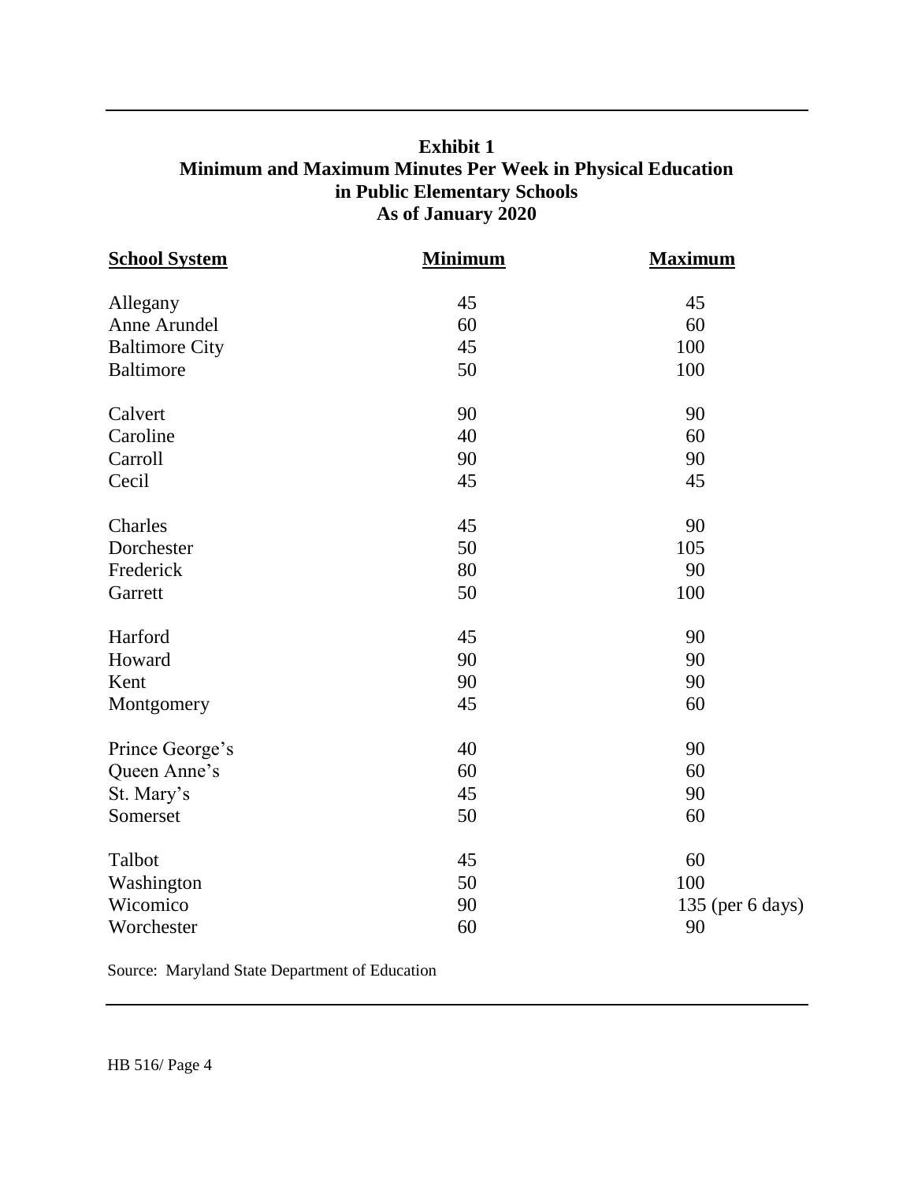**Exhibit 1**
**Minimum and Maximum Minutes Per Week in Physical Education in Public Elementary Schools**
**As of January 2020**

| School System | Minimum | Maximum |
|---|---|---|
| Allegany | 45 | 45 |
| Anne Arundel | 60 | 60 |
| Baltimore City | 45 | 100 |
| Baltimore | 50 | 100 |
| Calvert | 90 | 90 |
| Caroline | 40 | 60 |
| Carroll | 90 | 90 |
| Cecil | 45 | 45 |
| Charles | 45 | 90 |
| Dorchester | 50 | 105 |
| Frederick | 80 | 90 |
| Garrett | 50 | 100 |
| Harford | 45 | 90 |
| Howard | 90 | 90 |
| Kent | 90 | 90 |
| Montgomery | 45 | 60 |
| Prince George's | 40 | 90 |
| Queen Anne's | 60 | 60 |
| St. Mary's | 45 | 90 |
| Somerset | 50 | 60 |
| Talbot | 45 | 60 |
| Washington | 50 | 100 |
| Wicomico | 90 | 135 (per 6 days) |
| Worchester | 60 | 90 |

Source: Maryland State Department of Education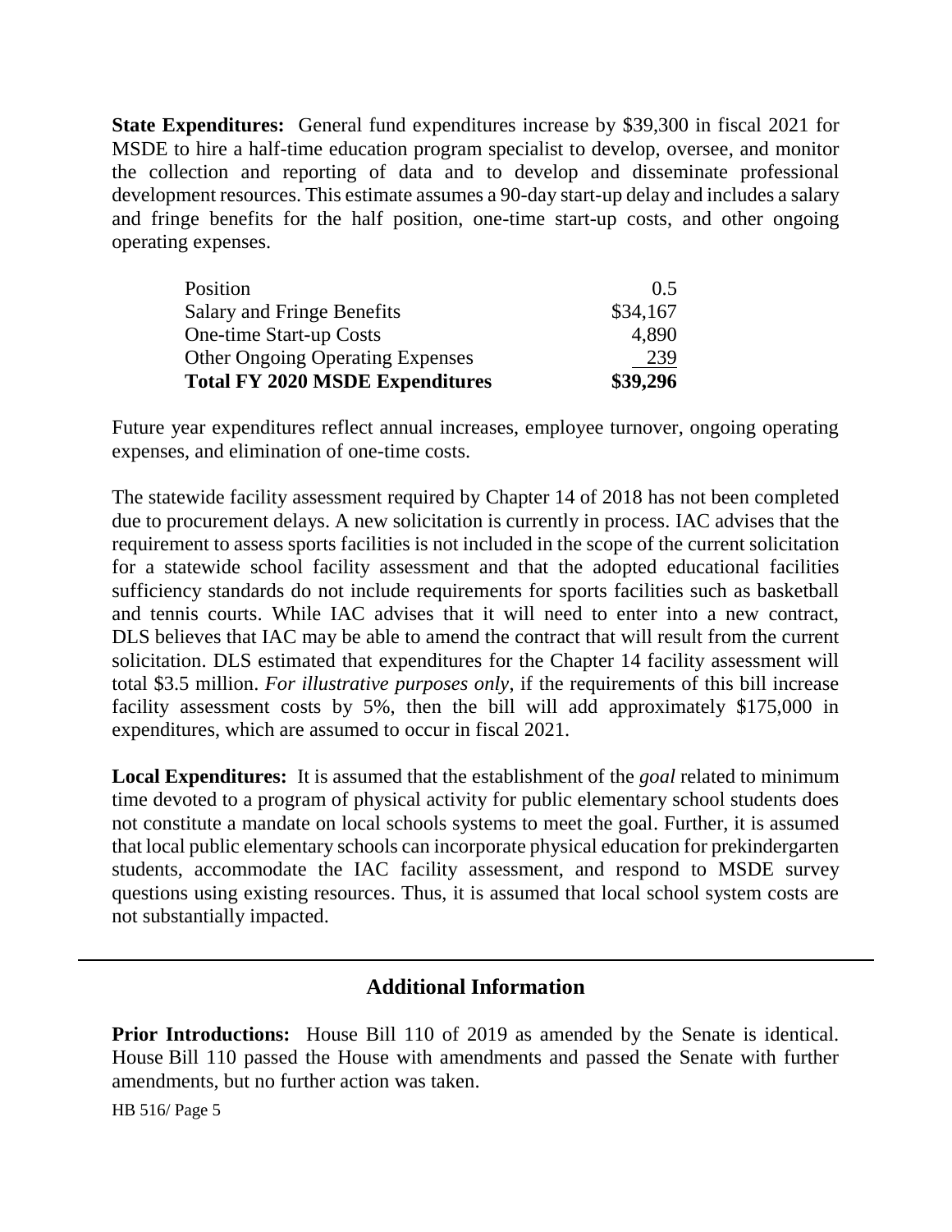**State Expenditures:** General fund expenditures increase by $39,300 in fiscal 2021 for MSDE to hire a half-time education program specialist to develop, oversee, and monitor the collection and reporting of data and to develop and disseminate professional development resources. This estimate assumes a 90-day start-up delay and includes a salary and fringe benefits for the half position, one-time start-up costs, and other ongoing operating expenses.

| | |
|---|---|
| Position | 0.5 |
| Salary and Fringe Benefits | $34,167 |
| One-time Start-up Costs | 4,890 |
| Other Ongoing Operating Expenses | 239 |
| **Total FY 2020 MSDE Expenditures** | **$39,296** |

Future year expenditures reflect annual increases, employee turnover, ongoing operating expenses, and elimination of one-time costs.

The statewide facility assessment required by Chapter 14 of 2018 has not been completed due to procurement delays. A new solicitation is currently in process. IAC advises that the requirement to assess sports facilities is not included in the scope of the current solicitation for a statewide school facility assessment and that the adopted educational facilities sufficiency standards do not include requirements for sports facilities such as basketball and tennis courts. While IAC advises that it will need to enter into a new contract, DLS believes that IAC may be able to amend the contract that will result from the current solicitation. DLS estimated that expenditures for the Chapter 14 facility assessment will total $3.5 million. *For illustrative purposes only*, if the requirements of this bill increase facility assessment costs by 5%, then the bill will add approximately $175,000 in expenditures, which are assumed to occur in fiscal 2021.

**Local Expenditures:** It is assumed that the establishment of the *goal* related to minimum time devoted to a program of physical activity for public elementary school students does not constitute a mandate on local schools systems to meet the goal. Further, it is assumed that local public elementary schools can incorporate physical education for prekindergarten students, accommodate the IAC facility assessment, and respond to MSDE survey questions using existing resources. Thus, it is assumed that local school system costs are not substantially impacted.

## Additional Information

**Prior Introductions:** House Bill 110 of 2019 as amended by the Senate is identical. House Bill 110 passed the House with amendments and passed the Senate with further amendments, but no further action was taken.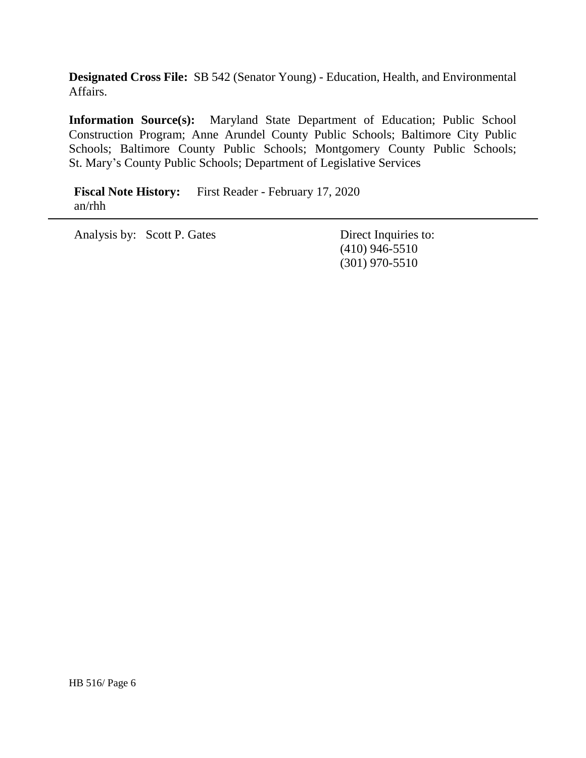**Designated Cross File:** SB 542 (Senator Young) - Education, Health, and Environmental Affairs.

**Information Source(s):** Maryland State Department of Education; Public School Construction Program; Anne Arundel County Public Schools; Baltimore City Public Schools; Baltimore County Public Schools; Montgomery County Public Schools; St. Mary's County Public Schools; Department of Legislative Services

**Fiscal Note History:** First Reader - February 17, 2020
an/rhh

---

Analysis by: Scott P. Gates

Direct Inquiries to:
(410) 946-5510
(301) 970-5510